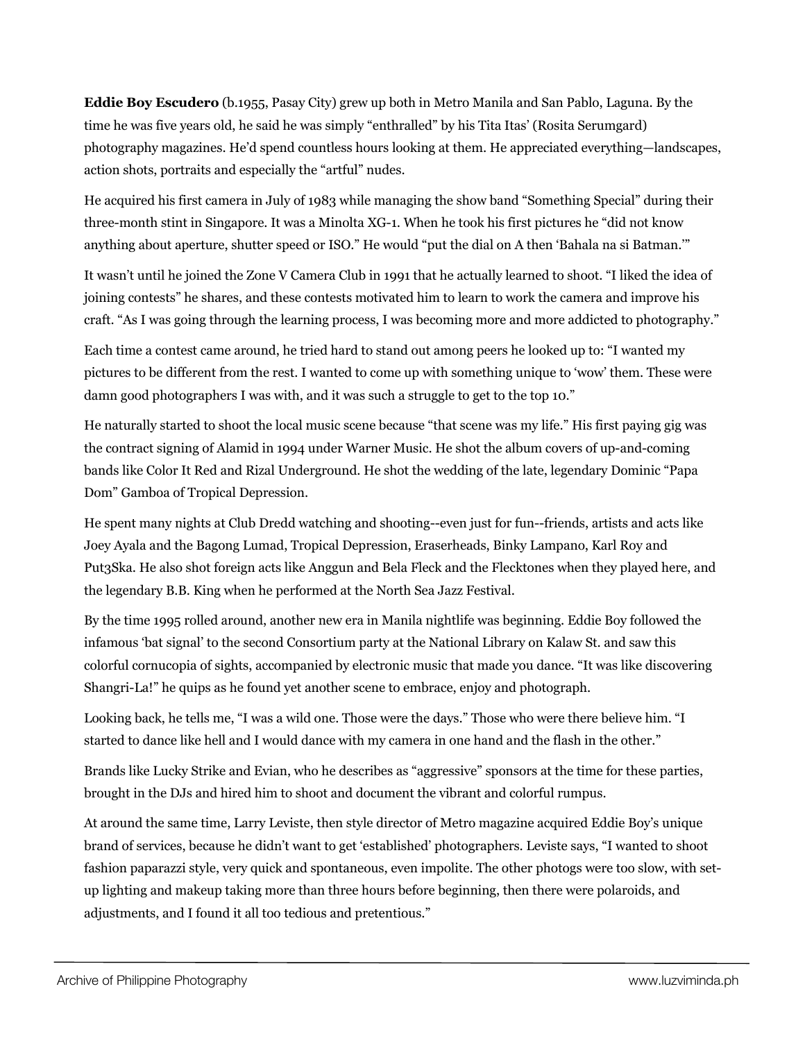**Eddie Boy Escudero** (b.1955, Pasay City) grew up both in Metro Manila and San Pablo, Laguna. By the time he was five years old, he said he was simply "enthralled" by his Tita Itas' (Rosita Serumgard) photography magazines. He'd spend countless hours looking at them. He appreciated everything—landscapes, action shots, portraits and especially the "artful" nudes.

He acquired his first camera in July of 1983 while managing the show band "Something Special" during their three-month stint in Singapore. It was a Minolta XG-1. When he took his first pictures he "did not know anything about aperture, shutter speed or ISO." He would "put the dial on A then 'Bahala na si Batman.'"

It wasn't until he joined the Zone V Camera Club in 1991 that he actually learned to shoot. "I liked the idea of joining contests" he shares, and these contests motivated him to learn to work the camera and improve his craft. "As I was going through the learning process, I was becoming more and more addicted to photography."

Each time a contest came around, he tried hard to stand out among peers he looked up to: "I wanted my pictures to be different from the rest. I wanted to come up with something unique to 'wow' them. These were damn good photographers I was with, and it was such a struggle to get to the top 10."

He naturally started to shoot the local music scene because "that scene was my life." His first paying gig was the contract signing of Alamid in 1994 under Warner Music. He shot the album covers of up-and-coming bands like Color It Red and Rizal Underground. He shot the wedding of the late, legendary Dominic "Papa Dom" Gamboa of Tropical Depression.

He spent many nights at Club Dredd watching and shooting--even just for fun--friends, artists and acts like Joey Ayala and the Bagong Lumad, Tropical Depression, Eraserheads, Binky Lampano, Karl Roy and Put3Ska. He also shot foreign acts like Anggun and Bela Fleck and the Flecktones when they played here, and the legendary B.B. King when he performed at the North Sea Jazz Festival.

By the time 1995 rolled around, another new era in Manila nightlife was beginning. Eddie Boy followed the infamous 'bat signal' to the second Consortium party at the National Library on Kalaw St. and saw this colorful cornucopia of sights, accompanied by electronic music that made you dance. "It was like discovering Shangri-La!" he quips as he found yet another scene to embrace, enjoy and photograph.

Looking back, he tells me, "I was a wild one. Those were the days." Those who were there believe him. "I started to dance like hell and I would dance with my camera in one hand and the flash in the other."

Brands like Lucky Strike and Evian, who he describes as "aggressive" sponsors at the time for these parties, brought in the DJs and hired him to shoot and document the vibrant and colorful rumpus.

At around the same time, Larry Leviste, then style director of Metro magazine acquired Eddie Boy's unique brand of services, because he didn't want to get 'established' photographers. Leviste says, "I wanted to shoot fashion paparazzi style, very quick and spontaneous, even impolite. The other photogs were too slow, with set-up lighting and makeup taking more than three hours before beginning, then there were polaroids, and adjustments, and I found it all too tedious and pretentious."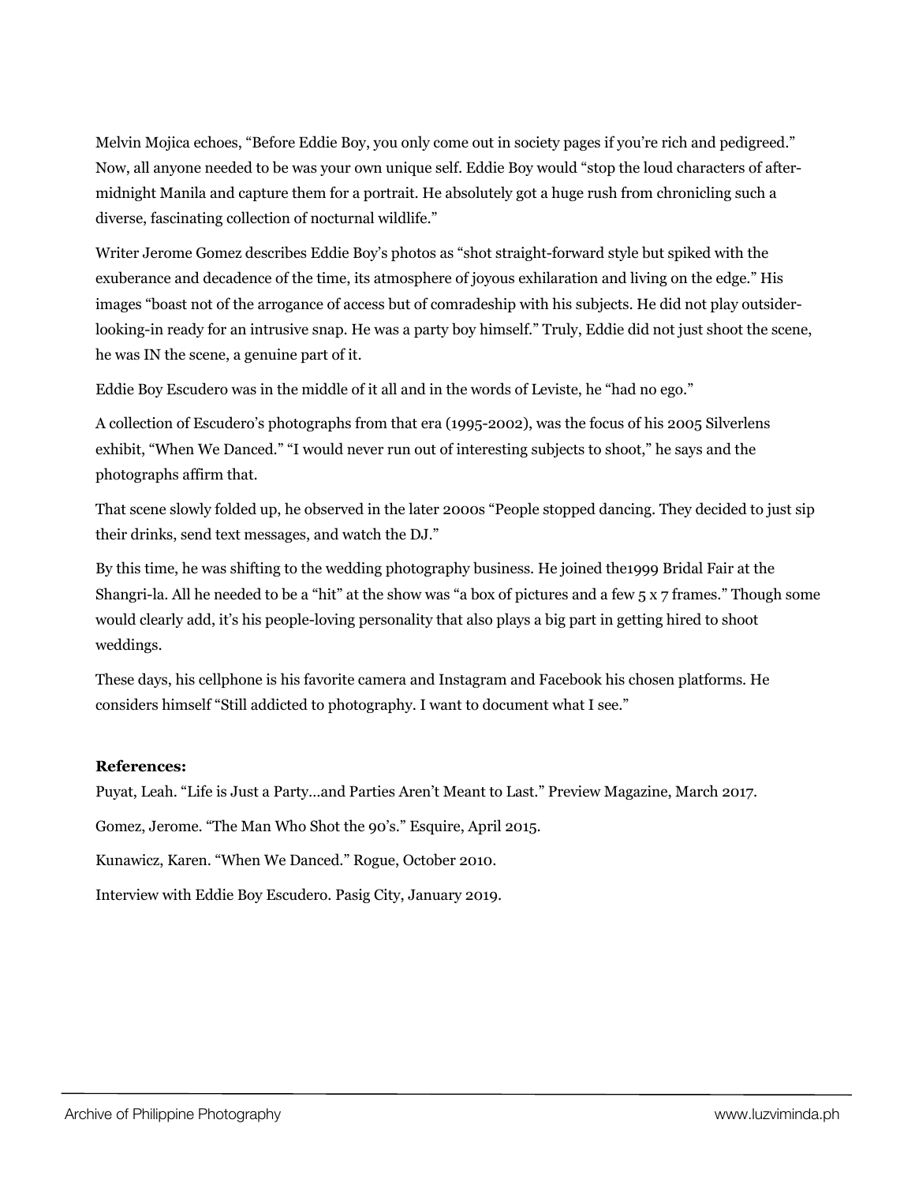Melvin Mojica echoes, "Before Eddie Boy, you only come out in society pages if you're rich and pedigreed." Now, all anyone needed to be was your own unique self. Eddie Boy would "stop the loud characters of after-midnight Manila and capture them for a portrait. He absolutely got a huge rush from chronicling such a diverse, fascinating collection of nocturnal wildlife."

Writer Jerome Gomez describes Eddie Boy's photos as "shot straight-forward style but spiked with the exuberance and decadence of the time, its atmosphere of joyous exhilaration and living on the edge." His images "boast not of the arrogance of access but of comradeship with his subjects. He did not play outsider-looking-in ready for an intrusive snap. He was a party boy himself." Truly, Eddie did not just shoot the scene, he was IN the scene, a genuine part of it.

Eddie Boy Escudero was in the middle of it all and in the words of Leviste, he "had no ego."

A collection of Escudero's photographs from that era (1995-2002), was the focus of his 2005 Silverlens exhibit, "When We Danced." "I would never run out of interesting subjects to shoot," he says and the photographs affirm that.

That scene slowly folded up, he observed in the later 2000s "People stopped dancing. They decided to just sip their drinks, send text messages, and watch the DJ."

By this time, he was shifting to the wedding photography business. He joined the1999 Bridal Fair at the Shangri-la. All he needed to be a "hit" at the show was "a box of pictures and a few 5 x 7 frames." Though some would clearly add, it's his people-loving personality that also plays a big part in getting hired to shoot weddings.

These days, his cellphone is his favorite camera and Instagram and Facebook his chosen platforms. He considers himself "Still addicted to photography. I want to document what I see."

**References:**

Puyat, Leah. "Life is Just a Party…and Parties Aren't Meant to Last." Preview Magazine, March 2017.

Gomez, Jerome. "The Man Who Shot the 90's." Esquire, April 2015.

Kunawicz, Karen. "When We Danced." Rogue, October 2010.

Interview with Eddie Boy Escudero. Pasig City, January 2019.